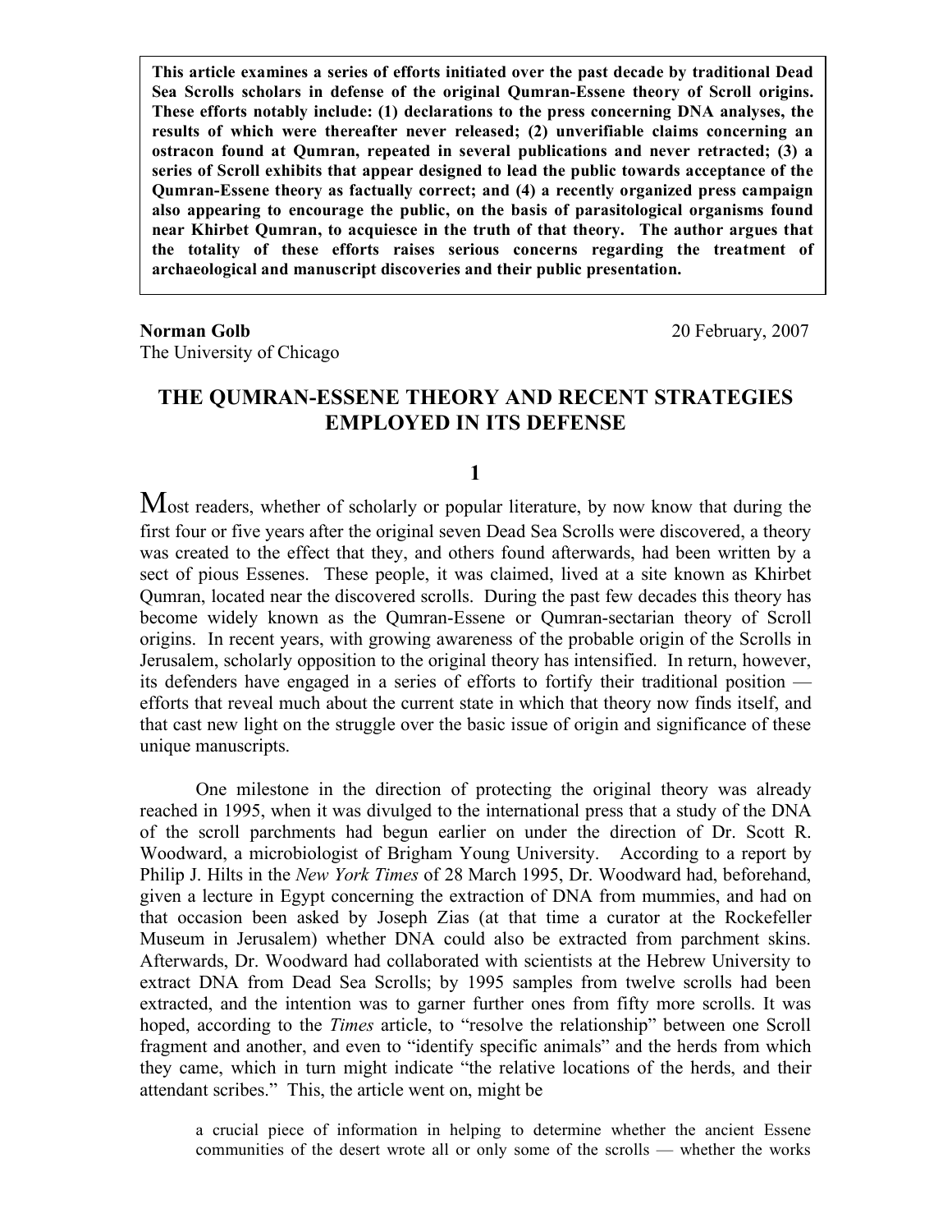**This article examines a series of efforts initiated over the past decade by traditional Dead Sea Scrolls scholars in defense of the original Qumran-Essene theory of Scroll origins. These efforts notably include: (1) declarations to the press concerning DNA analyses, the results of which were thereafter never released; (2) unverifiable claims concerning an ostracon found at Qumran, repeated in several publications and never retracted; (3) a series of Scroll exhibits that appear designed to lead the public towards acceptance of the Qumran-Essene theory as factually correct; and (4) a recently organized press campaign also appearing to encourage the public, on the basis of parasitological organisms found near Khirbet Qumran, to acquiesce in the truth of that theory. The author argues that the totality of these efforts raises serious concerns regarding the treatment of archaeological and manuscript discoveries and their public presentation.**

**Norman Golb**
The University of Chicago

20 February, 2007

# THE QUMRAN-ESSENE THEORY AND RECENT STRATEGIES EMPLOYED IN ITS DEFENSE

## 1

Most readers, whether of scholarly or popular literature, by now know that during the first four or five years after the original seven Dead Sea Scrolls were discovered, a theory was created to the effect that they, and others found afterwards, had been written by a sect of pious Essenes. These people, it was claimed, lived at a site known as Khirbet Qumran, located near the discovered scrolls. During the past few decades this theory has become widely known as the Qumran-Essene or Qumran-sectarian theory of Scroll origins. In recent years, with growing awareness of the probable origin of the Scrolls in Jerusalem, scholarly opposition to the original theory has intensified. In return, however, its defenders have engaged in a series of efforts to fortify their traditional position — efforts that reveal much about the current state in which that theory now finds itself, and that cast new light on the struggle over the basic issue of origin and significance of these unique manuscripts.

One milestone in the direction of protecting the original theory was already reached in 1995, when it was divulged to the international press that a study of the DNA of the scroll parchments had begun earlier on under the direction of Dr. Scott R. Woodward, a microbiologist of Brigham Young University. According to a report by Philip J. Hilts in the *New York Times* of 28 March 1995, Dr. Woodward had, beforehand, given a lecture in Egypt concerning the extraction of DNA from mummies, and had on that occasion been asked by Joseph Zias (at that time a curator at the Rockefeller Museum in Jerusalem) whether DNA could also be extracted from parchment skins. Afterwards, Dr. Woodward had collaborated with scientists at the Hebrew University to extract DNA from Dead Sea Scrolls; by 1995 samples from twelve scrolls had been extracted, and the intention was to garner further ones from fifty more scrolls. It was hoped, according to the *Times* article, to "resolve the relationship" between one Scroll fragment and another, and even to "identify specific animals" and the herds from which they came, which in turn might indicate "the relative locations of the herds, and their attendant scribes." This, the article went on, might be

> a crucial piece of information in helping to determine whether the ancient Essene communities of the desert wrote all or only some of the scrolls — whether the works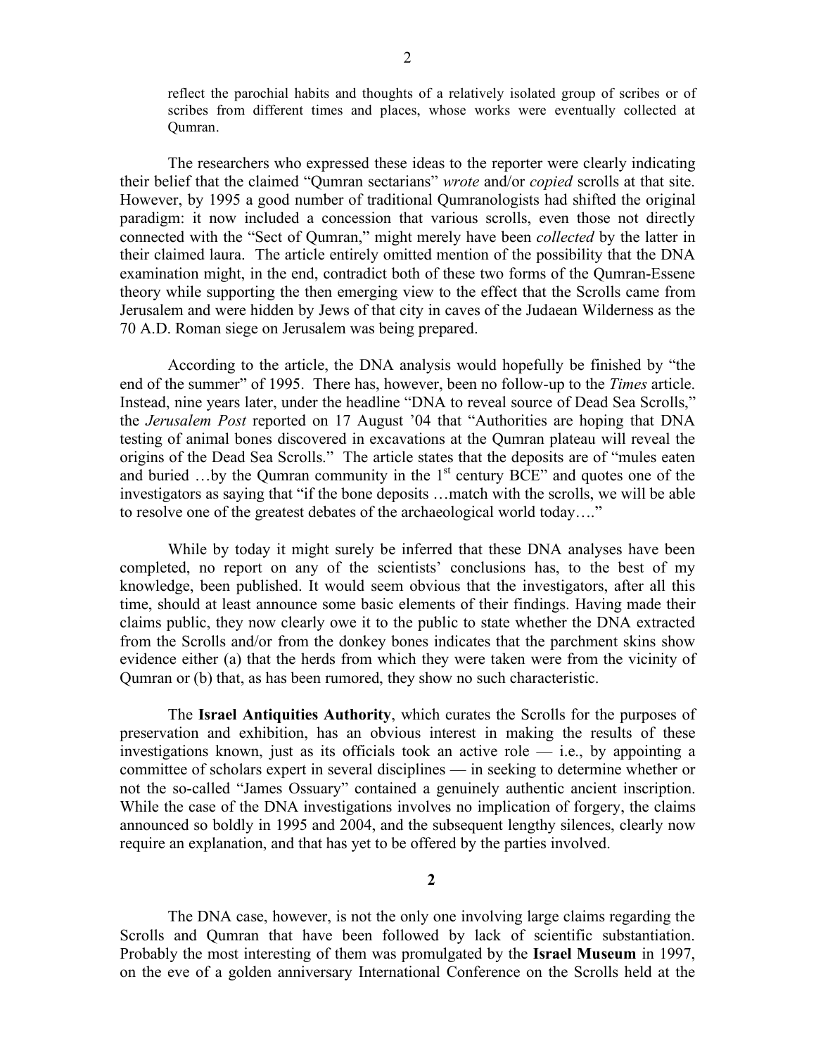reflect the parochial habits and thoughts of a relatively isolated group of scribes or of scribes from different times and places, whose works were eventually collected at Qumran.

The researchers who expressed these ideas to the reporter were clearly indicating their belief that the claimed "Qumran sectarians" *wrote* and/or *copied* scrolls at that site. However, by 1995 a good number of traditional Qumranologists had shifted the original paradigm: it now included a concession that various scrolls, even those not directly connected with the "Sect of Qumran," might merely have been *collected* by the latter in their claimed laura. The article entirely omitted mention of the possibility that the DNA examination might, in the end, contradict both of these two forms of the Qumran-Essene theory while supporting the then emerging view to the effect that the Scrolls came from Jerusalem and were hidden by Jews of that city in caves of the Judaean Wilderness as the 70 A.D. Roman siege on Jerusalem was being prepared.

According to the article, the DNA analysis would hopefully be finished by "the end of the summer" of 1995. There has, however, been no follow-up to the *Times* article. Instead, nine years later, under the headline "DNA to reveal source of Dead Sea Scrolls," the *Jerusalem Post* reported on 17 August '04 that "Authorities are hoping that DNA testing of animal bones discovered in excavations at the Qumran plateau will reveal the origins of the Dead Sea Scrolls." The article states that the deposits are of "mules eaten and buried …by the Qumran community in the 1st century BCE" and quotes one of the investigators as saying that "if the bone deposits …match with the scrolls, we will be able to resolve one of the greatest debates of the archaeological world today…."

While by today it might surely be inferred that these DNA analyses have been completed, no report on any of the scientists' conclusions has, to the best of my knowledge, been published. It would seem obvious that the investigators, after all this time, should at least announce some basic elements of their findings. Having made their claims public, they now clearly owe it to the public to state whether the DNA extracted from the Scrolls and/or from the donkey bones indicates that the parchment skins show evidence either (a) that the herds from which they were taken were from the vicinity of Qumran or (b) that, as has been rumored, they show no such characteristic.

The **Israel Antiquities Authority**, which curates the Scrolls for the purposes of preservation and exhibition, has an obvious interest in making the results of these investigations known, just as its officials took an active role — i.e., by appointing a committee of scholars expert in several disciplines — in seeking to determine whether or not the so-called "James Ossuary" contained a genuinely authentic ancient inscription. While the case of the DNA investigations involves no implication of forgery, the claims announced so boldly in 1995 and 2004, and the subsequent lengthy silences, clearly now require an explanation, and that has yet to be offered by the parties involved.

**2**

The DNA case, however, is not the only one involving large claims regarding the Scrolls and Qumran that have been followed by lack of scientific substantiation. Probably the most interesting of them was promulgated by the **Israel Museum** in 1997, on the eve of a golden anniversary International Conference on the Scrolls held at the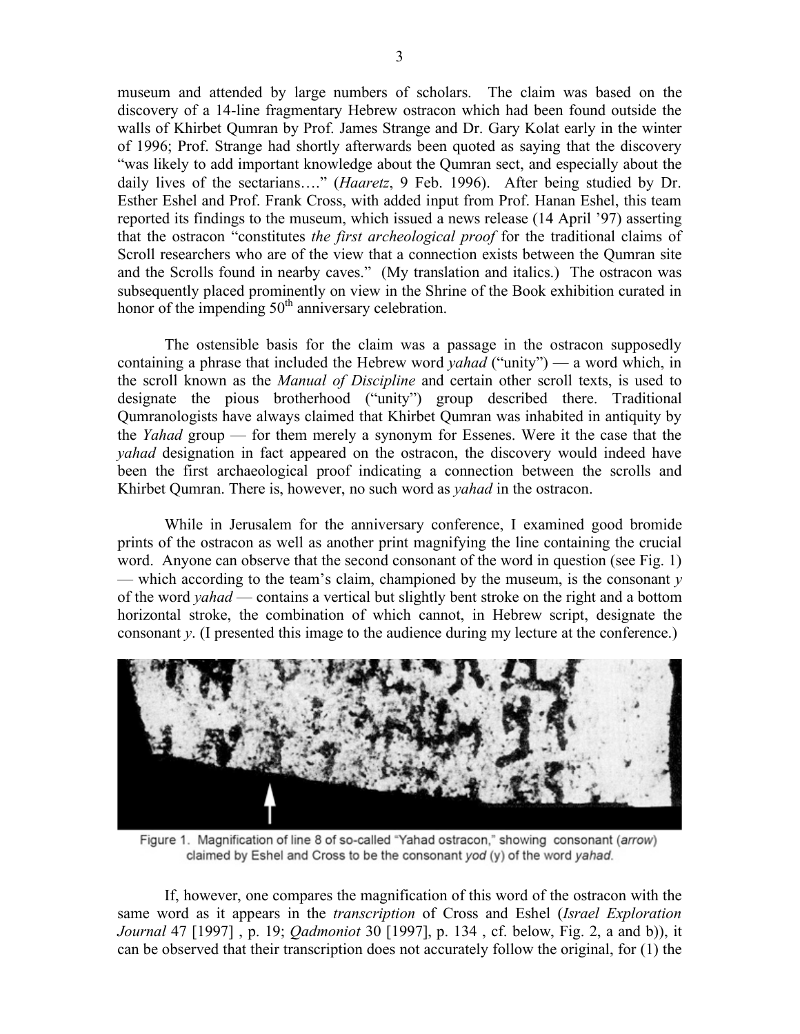museum and attended by large numbers of scholars. The claim was based on the discovery of a 14-line fragmentary Hebrew ostracon which had been found outside the walls of Khirbet Qumran by Prof. James Strange and Dr. Gary Kolat early in the winter of 1996; Prof. Strange had shortly afterwards been quoted as saying that the discovery "was likely to add important knowledge about the Qumran sect, and especially about the daily lives of the sectarians…." (*Haaretz*, 9 Feb. 1996). After being studied by Dr. Esther Eshel and Prof. Frank Cross, with added input from Prof. Hanan Eshel, this team reported its findings to the museum, which issued a news release (14 April '97) asserting that the ostracon "constitutes *the first archeological proof* for the traditional claims of Scroll researchers who are of the view that a connection exists between the Qumran site and the Scrolls found in nearby caves." (My translation and italics.) The ostracon was subsequently placed prominently on view in the Shrine of the Book exhibition curated in honor of the impending 50th anniversary celebration.

The ostensible basis for the claim was a passage in the ostracon supposedly containing a phrase that included the Hebrew word *yahad* ("unity") — a word which, in the scroll known as the *Manual of Discipline* and certain other scroll texts, is used to designate the pious brotherhood ("unity") group described there. Traditional Qumranologists have always claimed that Khirbet Qumran was inhabited in antiquity by the *Yahad* group — for them merely a synonym for Essenes. Were it the case that the *yahad* designation in fact appeared on the ostracon, the discovery would indeed have been the first archaeological proof indicating a connection between the scrolls and Khirbet Qumran. There is, however, no such word as *yahad* in the ostracon.

While in Jerusalem for the anniversary conference, I examined good bromide prints of the ostracon as well as another print magnifying the line containing the crucial word. Anyone can observe that the second consonant of the word in question (see Fig. 1) — which according to the team's claim, championed by the museum, is the consonant *y* of the word *yahad* — contains a vertical but slightly bent stroke on the right and a bottom horizontal stroke, the combination of which cannot, in Hebrew script, designate the consonant *y*. (I presented this image to the audience during my lecture at the conference.)

Figure 1. Magnification of line 8 of so-called "Yahad ostracon," showing consonant (*arrow*) claimed by Eshel and Cross to be the consonant *yod* (y) of the word *yahad*.

If, however, one compares the magnification of this word of the ostracon with the same word as it appears in the *transcription* of Cross and Eshel (*Israel Exploration Journal* 47 [1997] , p. 19; *Qadmoniot* 30 [1997], p. 134 , cf. below, Fig. 2, a and b)), it can be observed that their transcription does not accurately follow the original, for (1) the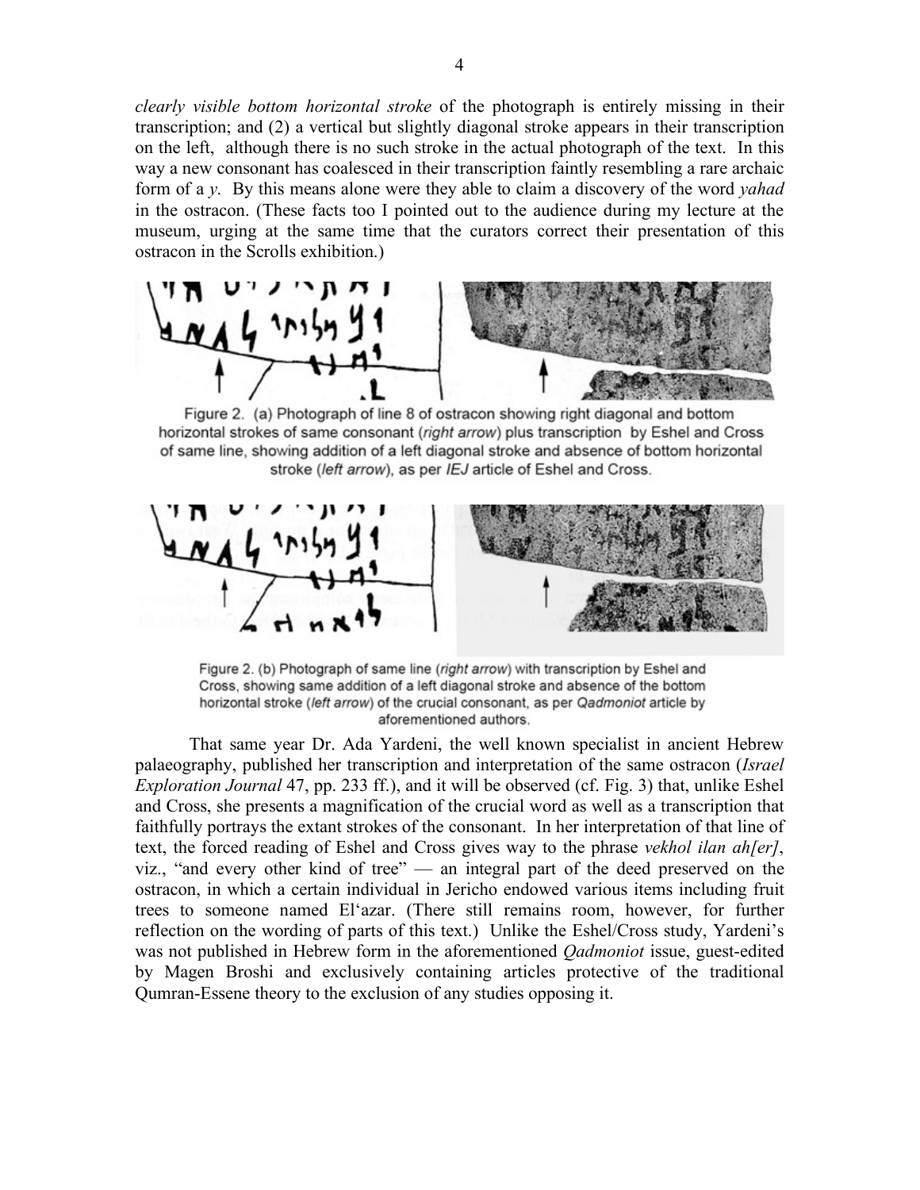*clearly visible bottom horizontal stroke* of the photograph is entirely missing in their transcription; and (2) a vertical but slightly diagonal stroke appears in their transcription on the left, although there is no such stroke in the actual photograph of the text. In this way a new consonant has coalesced in their transcription faintly resembling a rare archaic form of a *y*. By this means alone were they able to claim a discovery of the word *yahad* in the ostracon. (These facts too I pointed out to the audience during my lecture at the museum, urging at the same time that the curators correct their presentation of this ostracon in the Scrolls exhibition.)

Figure 2. (a) Photograph of line 8 of ostracon showing right diagonal and bottom horizontal strokes of same consonant (*right arrow*) plus transcription by Eshel and Cross of same line, showing addition of a left diagonal stroke and absence of bottom horizontal stroke (*left arrow*), as per *IEJ* article of Eshel and Cross.

Figure 2. (b) Photograph of same line (*right arrow*) with transcription by Eshel and Cross, showing same addition of a left diagonal stroke and absence of the bottom horizontal stroke (*left arrow*) of the crucial consonant, as per *Qadmoniot* article by aforementioned authors.

That same year Dr. Ada Yardeni, the well known specialist in ancient Hebrew palaeography, published her transcription and interpretation of the same ostracon (*Israel Exploration Journal* 47, pp. 233 ff.), and it will be observed (cf. Fig. 3) that, unlike Eshel and Cross, she presents a magnification of the crucial word as well as a transcription that faithfully portrays the extant strokes of the consonant. In her interpretation of that line of text, the forced reading of Eshel and Cross gives way to the phrase *vekhol ilan ah[er]*, viz., "and every other kind of tree" — an integral part of the deed preserved on the ostracon, in which a certain individual in Jericho endowed various items including fruit trees to someone named El'azar. (There still remains room, however, for further reflection on the wording of parts of this text.) Unlike the Eshel/Cross study, Yardeni's was not published in Hebrew form in the aforementioned *Qadmoniot* issue, guest-edited by Magen Broshi and exclusively containing articles protective of the traditional Qumran-Essene theory to the exclusion of any studies opposing it.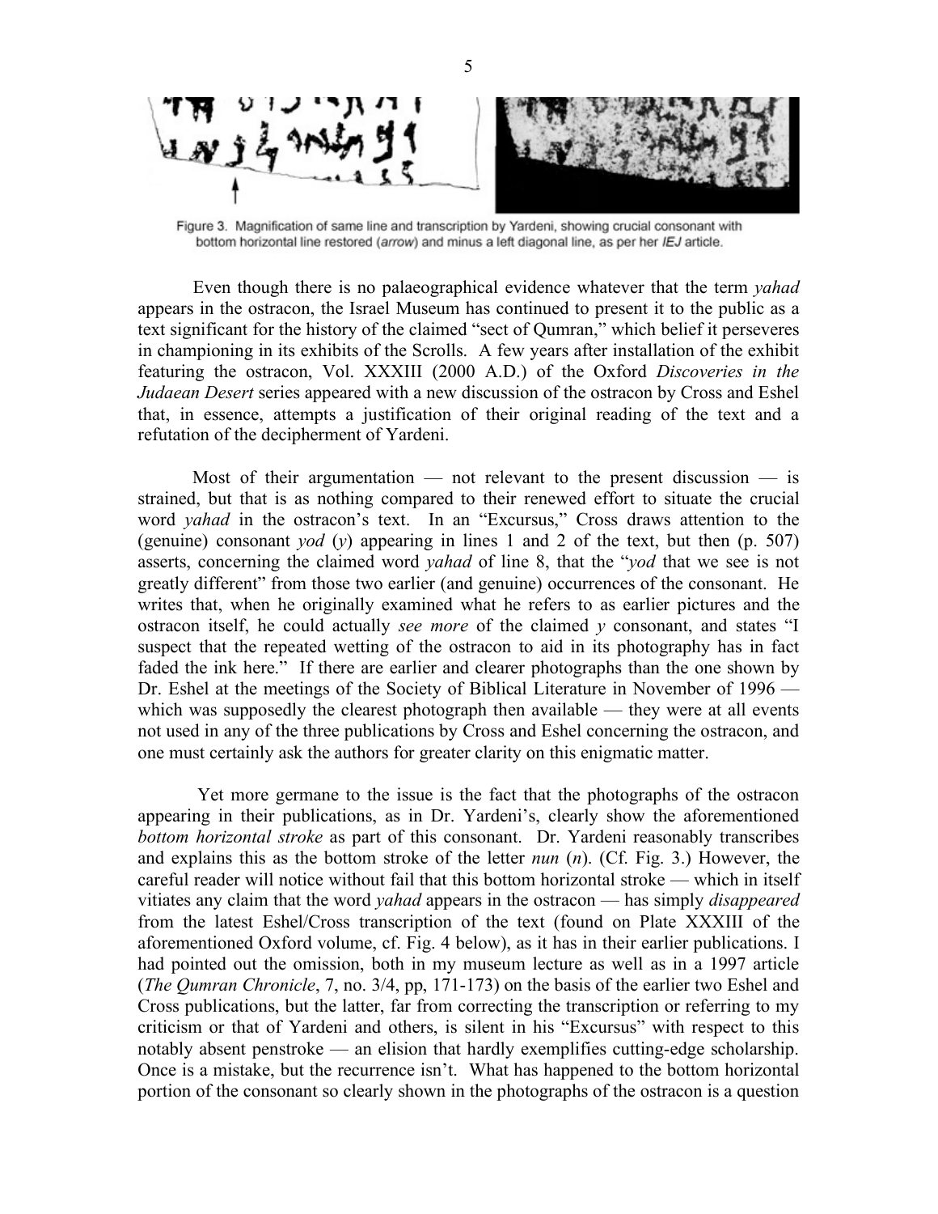Figure 3. Magnification of same line and transcription by Yardeni, showing crucial consonant with bottom horizontal line restored (*arrow*) and minus a left diagonal line, as per her *IEJ* article.

Even though there is no palaeographical evidence whatever that the term *yahad* appears in the ostracon, the Israel Museum has continued to present it to the public as a text significant for the history of the claimed "sect of Qumran," which belief it perseveres in championing in its exhibits of the Scrolls. A few years after installation of the exhibit featuring the ostracon, Vol. XXXIII (2000 A.D.) of the Oxford *Discoveries in the Judaean Desert* series appeared with a new discussion of the ostracon by Cross and Eshel that, in essence, attempts a justification of their original reading of the text and a refutation of the decipherment of Yardeni.

Most of their argumentation — not relevant to the present discussion — is strained, but that is as nothing compared to their renewed effort to situate the crucial word *yahad* in the ostracon's text. In an "Excursus," Cross draws attention to the (genuine) consonant *yod* (*y*) appearing in lines 1 and 2 of the text, but then (p. 507) asserts, concerning the claimed word *yahad* of line 8, that the "*yod* that we see is not greatly different" from those two earlier (and genuine) occurrences of the consonant. He writes that, when he originally examined what he refers to as earlier pictures and the ostracon itself, he could actually *see more* of the claimed *y* consonant, and states "I suspect that the repeated wetting of the ostracon to aid in its photography has in fact faded the ink here." If there are earlier and clearer photographs than the one shown by Dr. Eshel at the meetings of the Society of Biblical Literature in November of 1996 — which was supposedly the clearest photograph then available — they were at all events not used in any of the three publications by Cross and Eshel concerning the ostracon, and one must certainly ask the authors for greater clarity on this enigmatic matter.

Yet more germane to the issue is the fact that the photographs of the ostracon appearing in their publications, as in Dr. Yardeni's, clearly show the aforementioned *bottom horizontal stroke* as part of this consonant. Dr. Yardeni reasonably transcribes and explains this as the bottom stroke of the letter *nun* (*n*). (Cf. Fig. 3.) However, the careful reader will notice without fail that this bottom horizontal stroke — which in itself vitiates any claim that the word *yahad* appears in the ostracon — has simply *disappeared* from the latest Eshel/Cross transcription of the text (found on Plate XXXIII of the aforementioned Oxford volume, cf. Fig. 4 below), as it has in their earlier publications. I had pointed out the omission, both in my museum lecture as well as in a 1997 article (*The Qumran Chronicle*, 7, no. 3/4, pp, 171-173) on the basis of the earlier two Eshel and Cross publications, but the latter, far from correcting the transcription or referring to my criticism or that of Yardeni and others, is silent in his "Excursus" with respect to this notably absent penstroke — an elision that hardly exemplifies cutting-edge scholarship. Once is a mistake, but the recurrence isn't. What has happened to the bottom horizontal portion of the consonant so clearly shown in the photographs of the ostracon is a question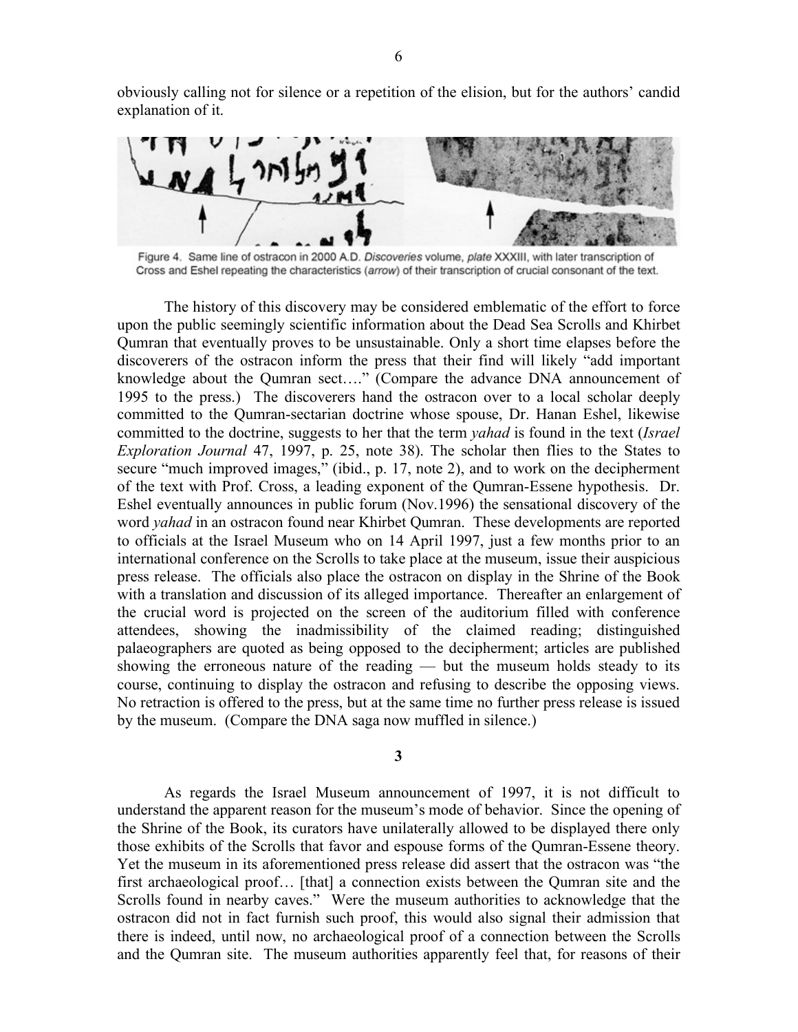obviously calling not for silence or a repetition of the elision, but for the authors' candid explanation of it.

Figure 4. Same line of ostracon in 2000 A.D. *Discoveries* volume, *plate* XXXIII, with later transcription of Cross and Eshel repeating the characteristics (*arrow*) of their transcription of crucial consonant of the text.

The history of this discovery may be considered emblematic of the effort to force upon the public seemingly scientific information about the Dead Sea Scrolls and Khirbet Qumran that eventually proves to be unsustainable. Only a short time elapses before the discoverers of the ostracon inform the press that their find will likely "add important knowledge about the Qumran sect…." (Compare the advance DNA announcement of 1995 to the press.) The discoverers hand the ostracon over to a local scholar deeply committed to the Qumran-sectarian doctrine whose spouse, Dr. Hanan Eshel, likewise committed to the doctrine, suggests to her that the term *yahad* is found in the text (*Israel Exploration Journal* 47, 1997, p. 25, note 38). The scholar then flies to the States to secure "much improved images," (ibid., p. 17, note 2), and to work on the decipherment of the text with Prof. Cross, a leading exponent of the Qumran-Essene hypothesis. Dr. Eshel eventually announces in public forum (Nov.1996) the sensational discovery of the word *yahad* in an ostracon found near Khirbet Qumran. These developments are reported to officials at the Israel Museum who on 14 April 1997, just a few months prior to an international conference on the Scrolls to take place at the museum, issue their auspicious press release. The officials also place the ostracon on display in the Shrine of the Book with a translation and discussion of its alleged importance. Thereafter an enlargement of the crucial word is projected on the screen of the auditorium filled with conference attendees, showing the inadmissibility of the claimed reading; distinguished palaeographers are quoted as being opposed to the decipherment; articles are published showing the erroneous nature of the reading — but the museum holds steady to its course, continuing to display the ostracon and refusing to describe the opposing views. No retraction is offered to the press, but at the same time no further press release is issued by the museum. (Compare the DNA saga now muffled in silence.)

**3**

As regards the Israel Museum announcement of 1997, it is not difficult to understand the apparent reason for the museum's mode of behavior. Since the opening of the Shrine of the Book, its curators have unilaterally allowed to be displayed there only those exhibits of the Scrolls that favor and espouse forms of the Qumran-Essene theory. Yet the museum in its aforementioned press release did assert that the ostracon was "the first archaeological proof… [that] a connection exists between the Qumran site and the Scrolls found in nearby caves." Were the museum authorities to acknowledge that the ostracon did not in fact furnish such proof, this would also signal their admission that there is indeed, until now, no archaeological proof of a connection between the Scrolls and the Qumran site. The museum authorities apparently feel that, for reasons of their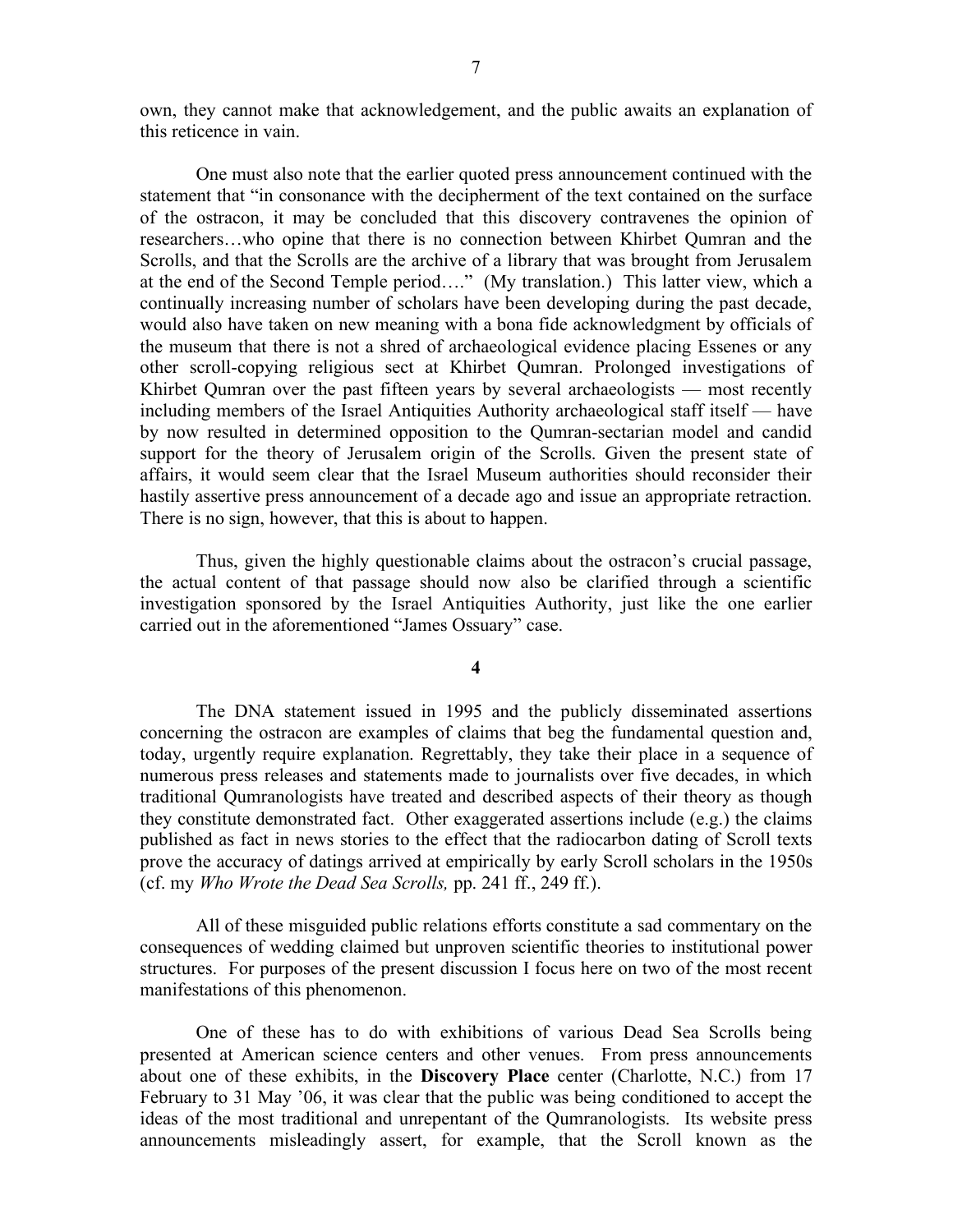own, they cannot make that acknowledgement, and the public awaits an explanation of this reticence in vain.

One must also note that the earlier quoted press announcement continued with the statement that "in consonance with the decipherment of the text contained on the surface of the ostracon, it may be concluded that this discovery contravenes the opinion of researchers…who opine that there is no connection between Khirbet Qumran and the Scrolls, and that the Scrolls are the archive of a library that was brought from Jerusalem at the end of the Second Temple period…." (My translation.) This latter view, which a continually increasing number of scholars have been developing during the past decade, would also have taken on new meaning with a bona fide acknowledgment by officials of the museum that there is not a shred of archaeological evidence placing Essenes or any other scroll-copying religious sect at Khirbet Qumran. Prolonged investigations of Khirbet Qumran over the past fifteen years by several archaeologists — most recently including members of the Israel Antiquities Authority archaeological staff itself — have by now resulted in determined opposition to the Qumran-sectarian model and candid support for the theory of Jerusalem origin of the Scrolls. Given the present state of affairs, it would seem clear that the Israel Museum authorities should reconsider their hastily assertive press announcement of a decade ago and issue an appropriate retraction. There is no sign, however, that this is about to happen.

Thus, given the highly questionable claims about the ostracon's crucial passage, the actual content of that passage should now also be clarified through a scientific investigation sponsored by the Israel Antiquities Authority, just like the one earlier carried out in the aforementioned "James Ossuary" case.

**4**

The DNA statement issued in 1995 and the publicly disseminated assertions concerning the ostracon are examples of claims that beg the fundamental question and, today, urgently require explanation. Regrettably, they take their place in a sequence of numerous press releases and statements made to journalists over five decades, in which traditional Qumranologists have treated and described aspects of their theory as though they constitute demonstrated fact. Other exaggerated assertions include (e.g.) the claims published as fact in news stories to the effect that the radiocarbon dating of Scroll texts prove the accuracy of datings arrived at empirically by early Scroll scholars in the 1950s (cf. my *Who Wrote the Dead Sea Scrolls,* pp. 241 ff., 249 ff.).

All of these misguided public relations efforts constitute a sad commentary on the consequences of wedding claimed but unproven scientific theories to institutional power structures. For purposes of the present discussion I focus here on two of the most recent manifestations of this phenomenon.

One of these has to do with exhibitions of various Dead Sea Scrolls being presented at American science centers and other venues. From press announcements about one of these exhibits, in the **Discovery Place** center (Charlotte, N.C.) from 17 February to 31 May '06, it was clear that the public was being conditioned to accept the ideas of the most traditional and unrepentant of the Qumranologists. Its website press announcements misleadingly assert, for example, that the Scroll known as the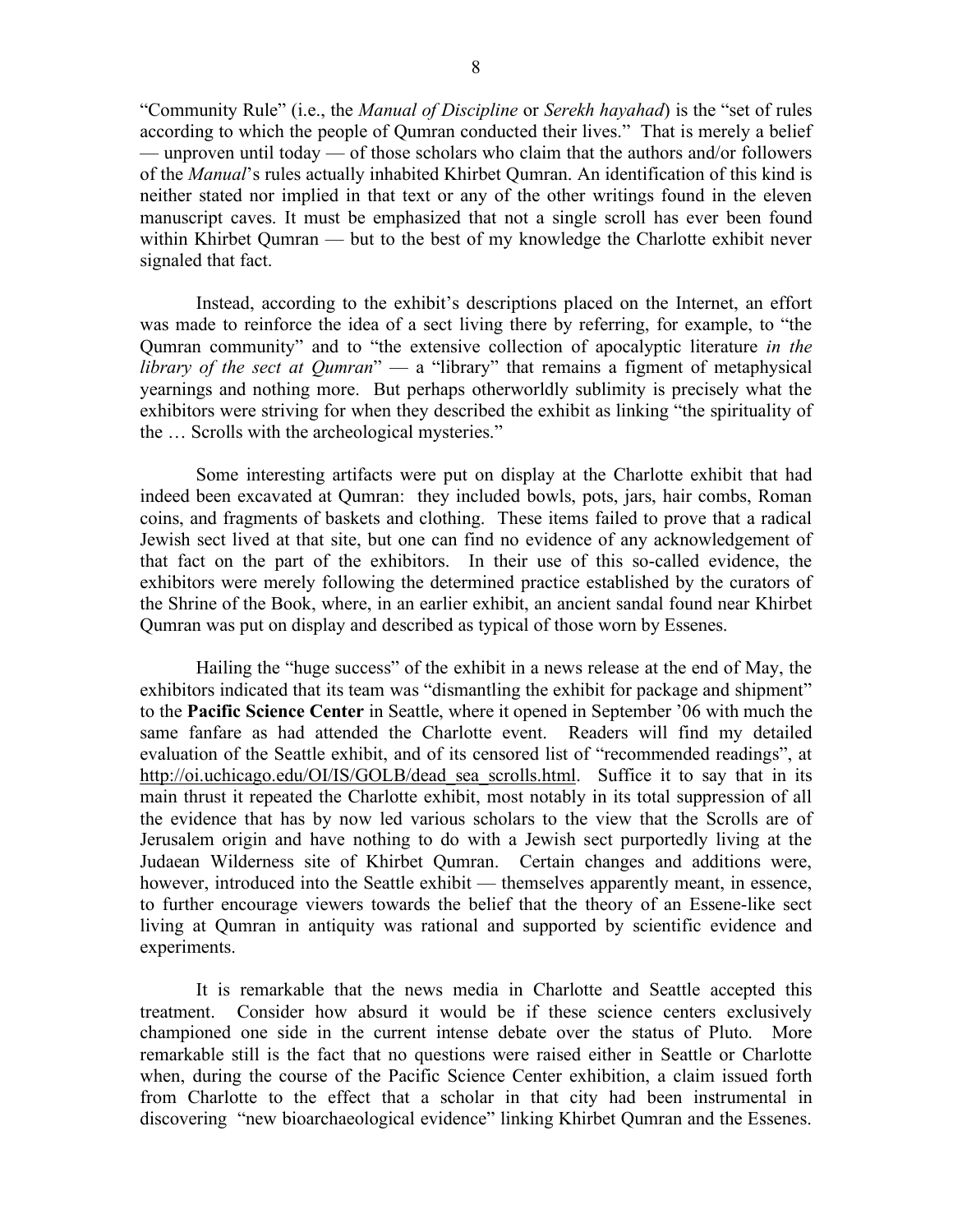"Community Rule" (i.e., the *Manual of Discipline* or *Serekh hayahad*) is the "set of rules according to which the people of Qumran conducted their lives." That is merely a belief — unproven until today — of those scholars who claim that the authors and/or followers of the *Manual*'s rules actually inhabited Khirbet Qumran. An identification of this kind is neither stated nor implied in that text or any of the other writings found in the eleven manuscript caves. It must be emphasized that not a single scroll has ever been found within Khirbet Qumran — but to the best of my knowledge the Charlotte exhibit never signaled that fact.

Instead, according to the exhibit's descriptions placed on the Internet, an effort was made to reinforce the idea of a sect living there by referring, for example, to "the Qumran community" and to "the extensive collection of apocalyptic literature *in the library of the sect at Qumran*" — a "library" that remains a figment of metaphysical yearnings and nothing more. But perhaps otherworldly sublimity is precisely what the exhibitors were striving for when they described the exhibit as linking "the spirituality of the … Scrolls with the archeological mysteries."

Some interesting artifacts were put on display at the Charlotte exhibit that had indeed been excavated at Qumran: they included bowls, pots, jars, hair combs, Roman coins, and fragments of baskets and clothing. These items failed to prove that a radical Jewish sect lived at that site, but one can find no evidence of any acknowledgement of that fact on the part of the exhibitors. In their use of this so-called evidence, the exhibitors were merely following the determined practice established by the curators of the Shrine of the Book, where, in an earlier exhibit, an ancient sandal found near Khirbet Qumran was put on display and described as typical of those worn by Essenes.

Hailing the "huge success" of the exhibit in a news release at the end of May, the exhibitors indicated that its team was "dismantling the exhibit for package and shipment" to the **Pacific Science Center** in Seattle, where it opened in September '06 with much the same fanfare as had attended the Charlotte event. Readers will find my detailed evaluation of the Seattle exhibit, and of its censored list of "recommended readings", at http://oi.uchicago.edu/OI/IS/GOLB/dead_sea_scrolls.html. Suffice it to say that in its main thrust it repeated the Charlotte exhibit, most notably in its total suppression of all the evidence that has by now led various scholars to the view that the Scrolls are of Jerusalem origin and have nothing to do with a Jewish sect purportedly living at the Judaean Wilderness site of Khirbet Qumran. Certain changes and additions were, however, introduced into the Seattle exhibit — themselves apparently meant, in essence, to further encourage viewers towards the belief that the theory of an Essene-like sect living at Qumran in antiquity was rational and supported by scientific evidence and experiments.

It is remarkable that the news media in Charlotte and Seattle accepted this treatment. Consider how absurd it would be if these science centers exclusively championed one side in the current intense debate over the status of Pluto. More remarkable still is the fact that no questions were raised either in Seattle or Charlotte when, during the course of the Pacific Science Center exhibition, a claim issued forth from Charlotte to the effect that a scholar in that city had been instrumental in discovering "new bioarchaeological evidence" linking Khirbet Qumran and the Essenes.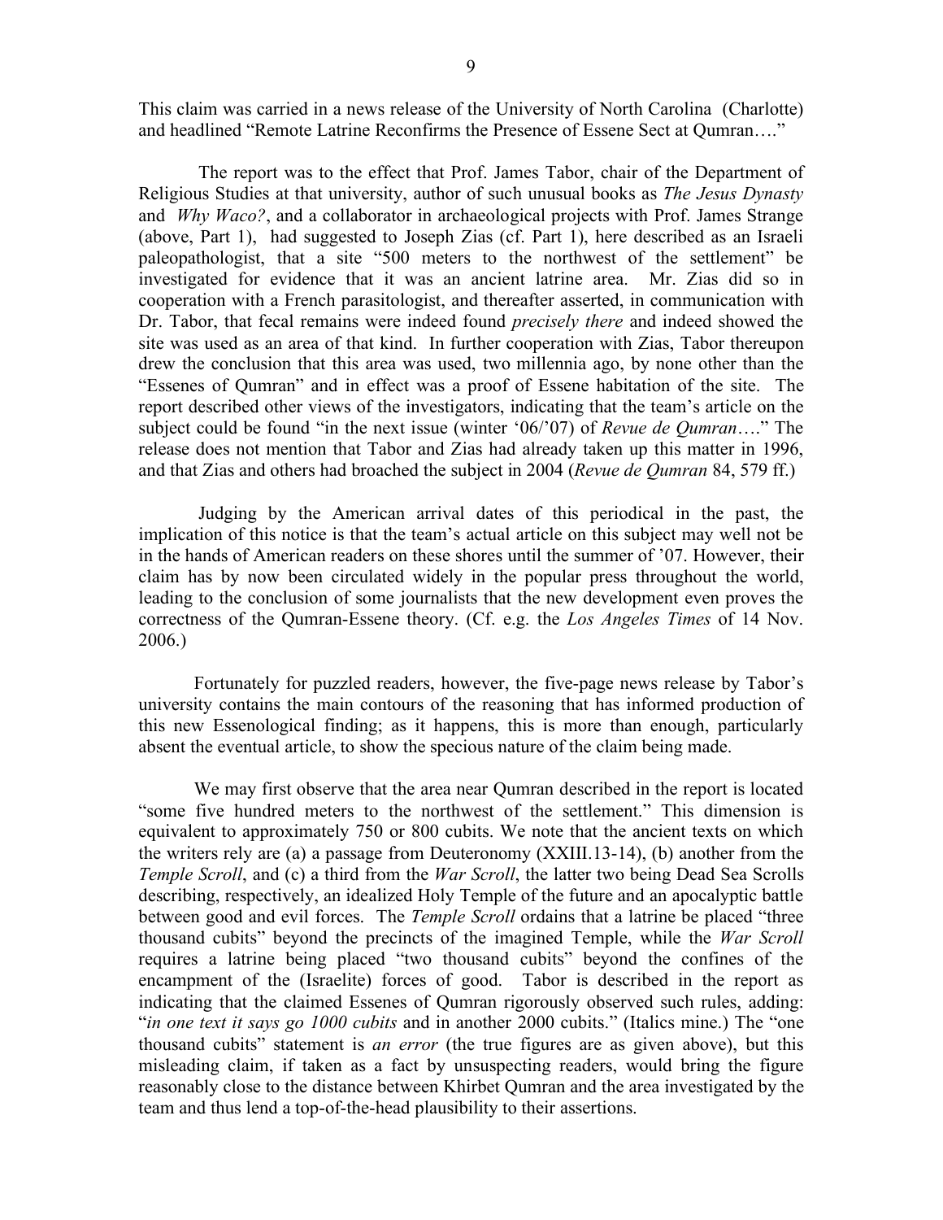This claim was carried in a news release of the University of North Carolina (Charlotte) and headlined "Remote Latrine Reconfirms the Presence of Essene Sect at Qumran…."

The report was to the effect that Prof. James Tabor, chair of the Department of Religious Studies at that university, author of such unusual books as *The Jesus Dynasty* and *Why Waco?*, and a collaborator in archaeological projects with Prof. James Strange (above, Part 1), had suggested to Joseph Zias (cf. Part 1), here described as an Israeli paleopathologist, that a site "500 meters to the northwest of the settlement" be investigated for evidence that it was an ancient latrine area. Mr. Zias did so in cooperation with a French parasitologist, and thereafter asserted, in communication with Dr. Tabor, that fecal remains were indeed found *precisely there* and indeed showed the site was used as an area of that kind. In further cooperation with Zias, Tabor thereupon drew the conclusion that this area was used, two millennia ago, by none other than the "Essenes of Qumran" and in effect was a proof of Essene habitation of the site. The report described other views of the investigators, indicating that the team's article on the subject could be found "in the next issue (winter '06/'07) of *Revue de Qumran*…." The release does not mention that Tabor and Zias had already taken up this matter in 1996, and that Zias and others had broached the subject in 2004 (*Revue de Qumran* 84, 579 ff.)

Judging by the American arrival dates of this periodical in the past, the implication of this notice is that the team's actual article on this subject may well not be in the hands of American readers on these shores until the summer of '07. However, their claim has by now been circulated widely in the popular press throughout the world, leading to the conclusion of some journalists that the new development even proves the correctness of the Qumran-Essene theory. (Cf. e.g. the *Los Angeles Times* of 14 Nov. 2006.)

Fortunately for puzzled readers, however, the five-page news release by Tabor's university contains the main contours of the reasoning that has informed production of this new Essenological finding; as it happens, this is more than enough, particularly absent the eventual article, to show the specious nature of the claim being made.

We may first observe that the area near Qumran described in the report is located "some five hundred meters to the northwest of the settlement." This dimension is equivalent to approximately 750 or 800 cubits. We note that the ancient texts on which the writers rely are (a) a passage from Deuteronomy (XXIII.13-14), (b) another from the *Temple Scroll*, and (c) a third from the *War Scroll*, the latter two being Dead Sea Scrolls describing, respectively, an idealized Holy Temple of the future and an apocalyptic battle between good and evil forces. The *Temple Scroll* ordains that a latrine be placed "three thousand cubits" beyond the precincts of the imagined Temple, while the *War Scroll* requires a latrine being placed "two thousand cubits" beyond the confines of the encampment of the (Israelite) forces of good. Tabor is described in the report as indicating that the claimed Essenes of Qumran rigorously observed such rules, adding: "*in one text it says go 1000 cubits* and in another 2000 cubits." (Italics mine.) The "one thousand cubits" statement is *an error* (the true figures are as given above), but this misleading claim, if taken as a fact by unsuspecting readers, would bring the figure reasonably close to the distance between Khirbet Qumran and the area investigated by the team and thus lend a top-of-the-head plausibility to their assertions.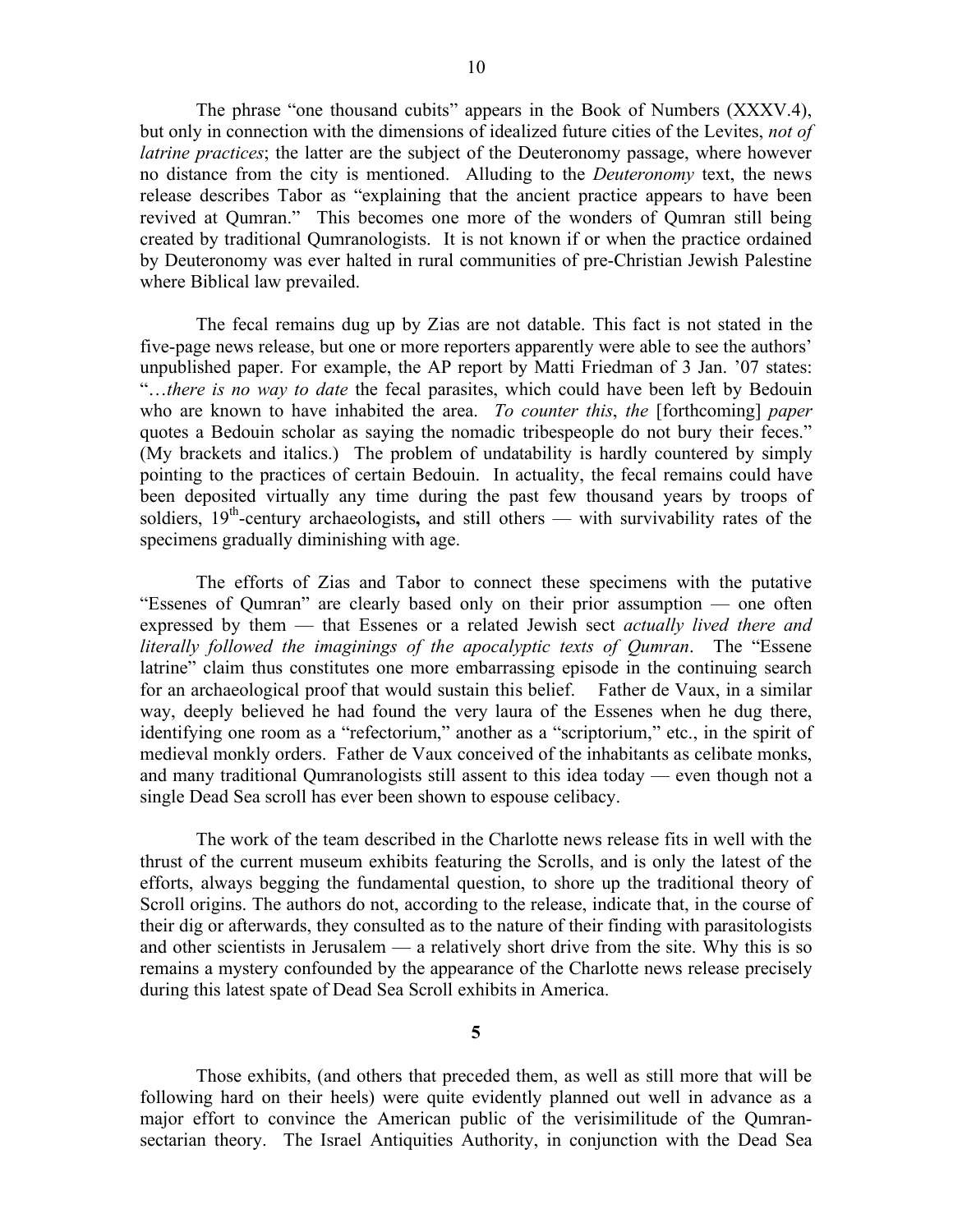The phrase "one thousand cubits" appears in the Book of Numbers (XXXV.4), but only in connection with the dimensions of idealized future cities of the Levites, *not of latrine practices*; the latter are the subject of the Deuteronomy passage, where however no distance from the city is mentioned. Alluding to the *Deuteronomy* text, the news release describes Tabor as "explaining that the ancient practice appears to have been revived at Qumran." This becomes one more of the wonders of Qumran still being created by traditional Qumranologists. It is not known if or when the practice ordained by Deuteronomy was ever halted in rural communities of pre-Christian Jewish Palestine where Biblical law prevailed.

The fecal remains dug up by Zias are not datable. This fact is not stated in the five-page news release, but one or more reporters apparently were able to see the authors' unpublished paper. For example, the AP report by Matti Friedman of 3 Jan. '07 states: "…*there is no way to date* the fecal parasites, which could have been left by Bedouin who are known to have inhabited the area. *To counter this*, *the* [forthcoming] *paper* quotes a Bedouin scholar as saying the nomadic tribespeople do not bury their feces." (My brackets and italics.) The problem of undatability is hardly countered by simply pointing to the practices of certain Bedouin. In actuality, the fecal remains could have been deposited virtually any time during the past few thousand years by troops of soldiers, 19th-century archaeologists**,** and still others — with survivability rates of the specimens gradually diminishing with age.

The efforts of Zias and Tabor to connect these specimens with the putative "Essenes of Qumran" are clearly based only on their prior assumption — one often expressed by them — that Essenes or a related Jewish sect *actually lived there and literally followed the imaginings of the apocalyptic texts of Qumran*. The "Essene latrine" claim thus constitutes one more embarrassing episode in the continuing search for an archaeological proof that would sustain this belief. Father de Vaux, in a similar way, deeply believed he had found the very laura of the Essenes when he dug there, identifying one room as a "refectorium," another as a "scriptorium," etc., in the spirit of medieval monkly orders. Father de Vaux conceived of the inhabitants as celibate monks, and many traditional Qumranologists still assent to this idea today — even though not a single Dead Sea scroll has ever been shown to espouse celibacy.

The work of the team described in the Charlotte news release fits in well with the thrust of the current museum exhibits featuring the Scrolls, and is only the latest of the efforts, always begging the fundamental question, to shore up the traditional theory of Scroll origins. The authors do not, according to the release, indicate that, in the course of their dig or afterwards, they consulted as to the nature of their finding with parasitologists and other scientists in Jerusalem — a relatively short drive from the site. Why this is so remains a mystery confounded by the appearance of the Charlotte news release precisely during this latest spate of Dead Sea Scroll exhibits in America.

**5**

Those exhibits, (and others that preceded them, as well as still more that will be following hard on their heels) were quite evidently planned out well in advance as a major effort to convince the American public of the verisimilitude of the Qumran-sectarian theory. The Israel Antiquities Authority, in conjunction with the Dead Sea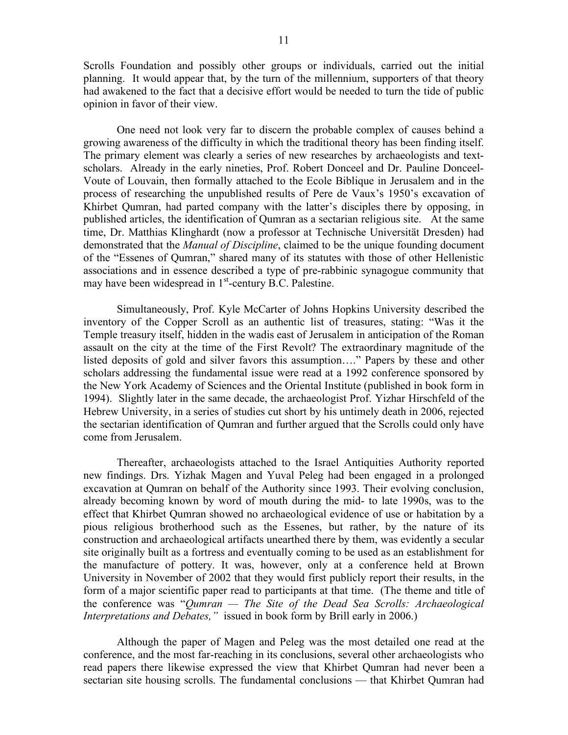Scrolls Foundation and possibly other groups or individuals, carried out the initial planning. It would appear that, by the turn of the millennium, supporters of that theory had awakened to the fact that a decisive effort would be needed to turn the tide of public opinion in favor of their view.

One need not look very far to discern the probable complex of causes behind a growing awareness of the difficulty in which the traditional theory has been finding itself. The primary element was clearly a series of new researches by archaeologists and text-scholars. Already in the early nineties, Prof. Robert Donceel and Dr. Pauline Donceel-Voute of Louvain, then formally attached to the Ecole Biblique in Jerusalem and in the process of researching the unpublished results of Pere de Vaux's 1950's excavation of Khirbet Qumran, had parted company with the latter's disciples there by opposing, in published articles, the identification of Qumran as a sectarian religious site. At the same time, Dr. Matthias Klinghardt (now a professor at Technische Universität Dresden) had demonstrated that the *Manual of Discipline*, claimed to be the unique founding document of the "Essenes of Qumran," shared many of its statutes with those of other Hellenistic associations and in essence described a type of pre-rabbinic synagogue community that may have been widespread in 1st-century B.C. Palestine.

Simultaneously, Prof. Kyle McCarter of Johns Hopkins University described the inventory of the Copper Scroll as an authentic list of treasures, stating: "Was it the Temple treasury itself, hidden in the wadis east of Jerusalem in anticipation of the Roman assault on the city at the time of the First Revolt? The extraordinary magnitude of the listed deposits of gold and silver favors this assumption…." Papers by these and other scholars addressing the fundamental issue were read at a 1992 conference sponsored by the New York Academy of Sciences and the Oriental Institute (published in book form in 1994). Slightly later in the same decade, the archaeologist Prof. Yizhar Hirschfeld of the Hebrew University, in a series of studies cut short by his untimely death in 2006, rejected the sectarian identification of Qumran and further argued that the Scrolls could only have come from Jerusalem.

Thereafter, archaeologists attached to the Israel Antiquities Authority reported new findings. Drs. Yizhak Magen and Yuval Peleg had been engaged in a prolonged excavation at Qumran on behalf of the Authority since 1993. Their evolving conclusion, already becoming known by word of mouth during the mid- to late 1990s, was to the effect that Khirbet Qumran showed no archaeological evidence of use or habitation by a pious religious brotherhood such as the Essenes, but rather, by the nature of its construction and archaeological artifacts unearthed there by them, was evidently a secular site originally built as a fortress and eventually coming to be used as an establishment for the manufacture of pottery. It was, however, only at a conference held at Brown University in November of 2002 that they would first publicly report their results, in the form of a major scientific paper read to participants at that time. (The theme and title of the conference was "*Qumran — The Site of the Dead Sea Scrolls: Archaeological Interpretations and Debates,"* issued in book form by Brill early in 2006.)

Although the paper of Magen and Peleg was the most detailed one read at the conference, and the most far-reaching in its conclusions, several other archaeologists who read papers there likewise expressed the view that Khirbet Qumran had never been a sectarian site housing scrolls. The fundamental conclusions — that Khirbet Qumran had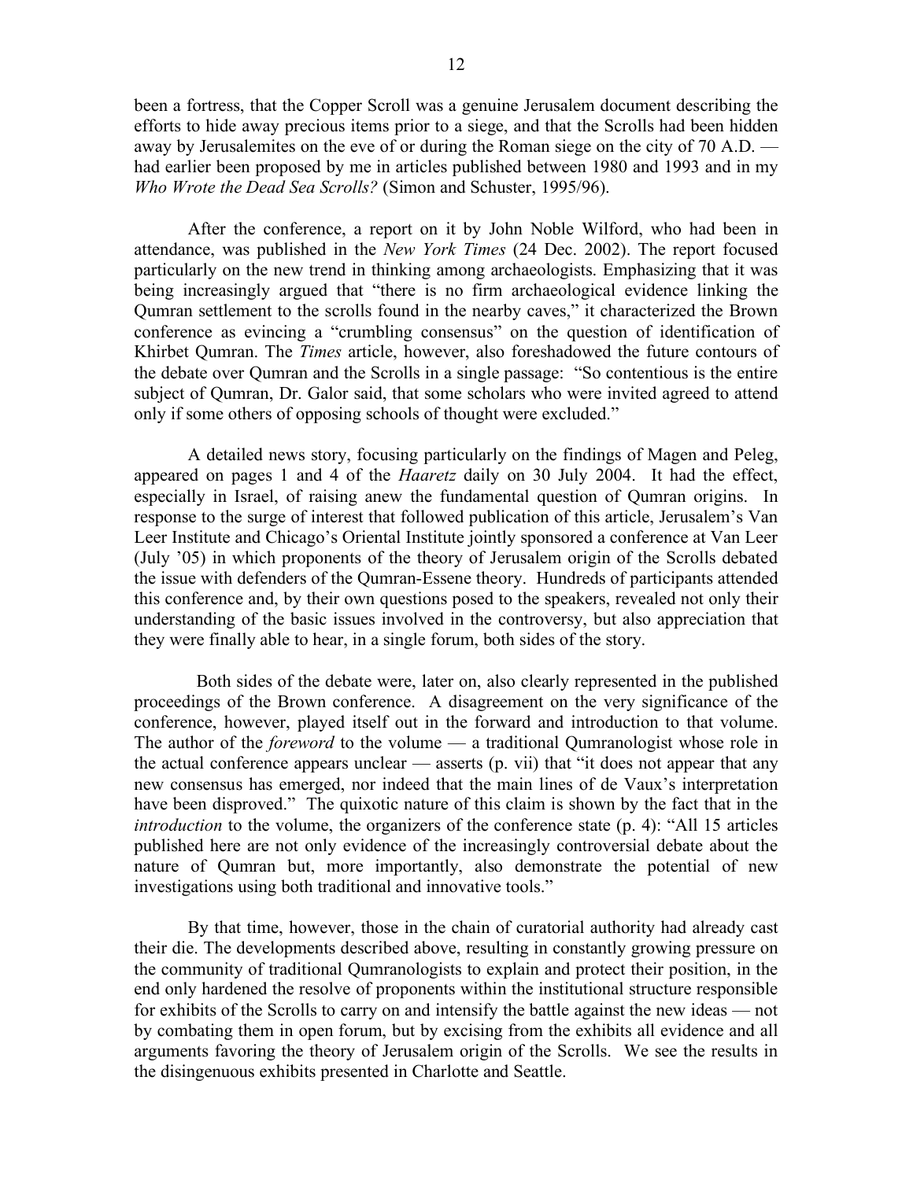been a fortress, that the Copper Scroll was a genuine Jerusalem document describing the efforts to hide away precious items prior to a siege, and that the Scrolls had been hidden away by Jerusalemites on the eve of or during the Roman siege on the city of 70 A.D. — had earlier been proposed by me in articles published between 1980 and 1993 and in my *Who Wrote the Dead Sea Scrolls?* (Simon and Schuster, 1995/96).

After the conference, a report on it by John Noble Wilford, who had been in attendance, was published in the *New York Times* (24 Dec. 2002). The report focused particularly on the new trend in thinking among archaeologists. Emphasizing that it was being increasingly argued that "there is no firm archaeological evidence linking the Qumran settlement to the scrolls found in the nearby caves," it characterized the Brown conference as evincing a "crumbling consensus" on the question of identification of Khirbet Qumran. The *Times* article, however, also foreshadowed the future contours of the debate over Qumran and the Scrolls in a single passage: "So contentious is the entire subject of Qumran, Dr. Galor said, that some scholars who were invited agreed to attend only if some others of opposing schools of thought were excluded."

A detailed news story, focusing particularly on the findings of Magen and Peleg, appeared on pages 1 and 4 of the *Haaretz* daily on 30 July 2004. It had the effect, especially in Israel, of raising anew the fundamental question of Qumran origins. In response to the surge of interest that followed publication of this article, Jerusalem's Van Leer Institute and Chicago's Oriental Institute jointly sponsored a conference at Van Leer (July '05) in which proponents of the theory of Jerusalem origin of the Scrolls debated the issue with defenders of the Qumran-Essene theory. Hundreds of participants attended this conference and, by their own questions posed to the speakers, revealed not only their understanding of the basic issues involved in the controversy, but also appreciation that they were finally able to hear, in a single forum, both sides of the story.

Both sides of the debate were, later on, also clearly represented in the published proceedings of the Brown conference. A disagreement on the very significance of the conference, however, played itself out in the forward and introduction to that volume. The author of the *foreword* to the volume — a traditional Qumranologist whose role in the actual conference appears unclear — asserts (p. vii) that "it does not appear that any new consensus has emerged, nor indeed that the main lines of de Vaux's interpretation have been disproved." The quixotic nature of this claim is shown by the fact that in the *introduction* to the volume, the organizers of the conference state (p. 4): "All 15 articles published here are not only evidence of the increasingly controversial debate about the nature of Qumran but, more importantly, also demonstrate the potential of new investigations using both traditional and innovative tools."

By that time, however, those in the chain of curatorial authority had already cast their die. The developments described above, resulting in constantly growing pressure on the community of traditional Qumranologists to explain and protect their position, in the end only hardened the resolve of proponents within the institutional structure responsible for exhibits of the Scrolls to carry on and intensify the battle against the new ideas — not by combating them in open forum, but by excising from the exhibits all evidence and all arguments favoring the theory of Jerusalem origin of the Scrolls. We see the results in the disingenuous exhibits presented in Charlotte and Seattle.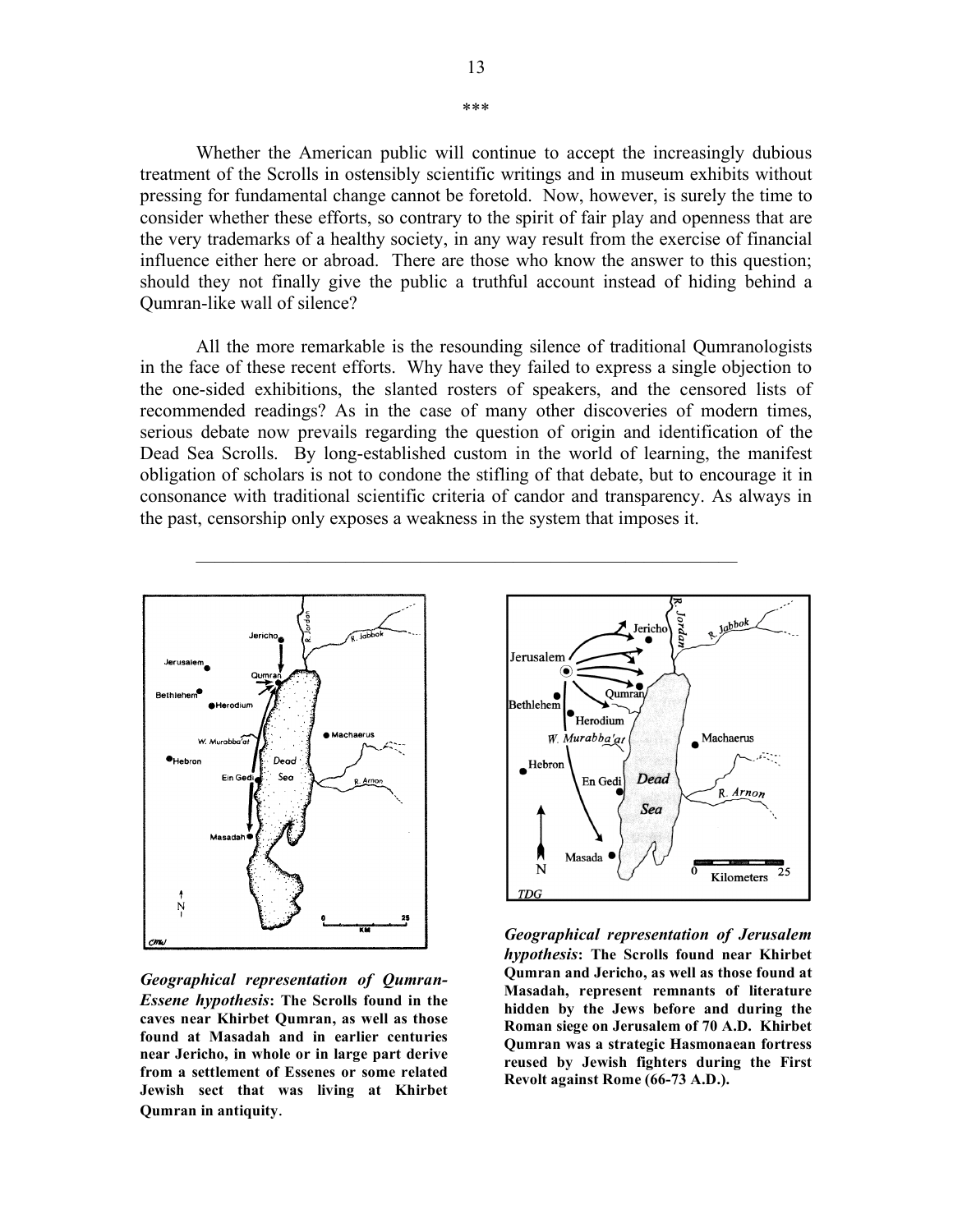\*\*\*

Whether the American public will continue to accept the increasingly dubious treatment of the Scrolls in ostensibly scientific writings and in museum exhibits without pressing for fundamental change cannot be foretold. Now, however, is surely the time to consider whether these efforts, so contrary to the spirit of fair play and openness that are the very trademarks of a healthy society, in any way result from the exercise of financial influence either here or abroad. There are those who know the answer to this question; should they not finally give the public a truthful account instead of hiding behind a Qumran-like wall of silence?

All the more remarkable is the resounding silence of traditional Qumranologists in the face of these recent efforts. Why have they failed to express a single objection to the one-sided exhibitions, the slanted rosters of speakers, and the censored lists of recommended readings? As in the case of many other discoveries of modern times, serious debate now prevails regarding the question of origin and identification of the Dead Sea Scrolls. By long-established custom in the world of learning, the manifest obligation of scholars is not to condone the stifling of that debate, but to encourage it in consonance with traditional scientific criteria of candor and transparency. As always in the past, censorship only exposes a weakness in the system that imposes it.

---

Jericho
R. Jordan
R. Jabbok
Jerusalem
Qumran
Bethlehem
Herodium
Machaerus
W. Murabba'at
Hebron
Dead Sea
Ein Gedi
R. Arnon
Masadah
N
0 25 KM
CMW

***Geographical representation of Qumran-Essene hypothesis*: The Scrolls found in the caves near Khirbet Qumran, as well as those found at Masadah and in earlier centuries near Jericho, in whole or in large part derive from a settlement of Essenes or some related Jewish sect that was living at Khirbet Qumran in antiquity.**

R. Jordan
Jericho
R. Jabbok
Jerusalem
Qumran
Bethlehem
Herodium
W. Murabba'at
Machaerus
Hebron
En Gedi
Dead Sea
R. Arnon
N
Masada
0 Kilometers 25
TDG

***Geographical representation of Jerusalem hypothesis*: The Scrolls found near Khirbet Qumran and Jericho, as well as those found at Masadah, represent remnants of literature hidden by the Jews before and during the Roman siege on Jerusalem of 70 A.D. Khirbet Qumran was a strategic Hasmonaean fortress reused by Jewish fighters during the First Revolt against Rome (66-73 A.D.).**